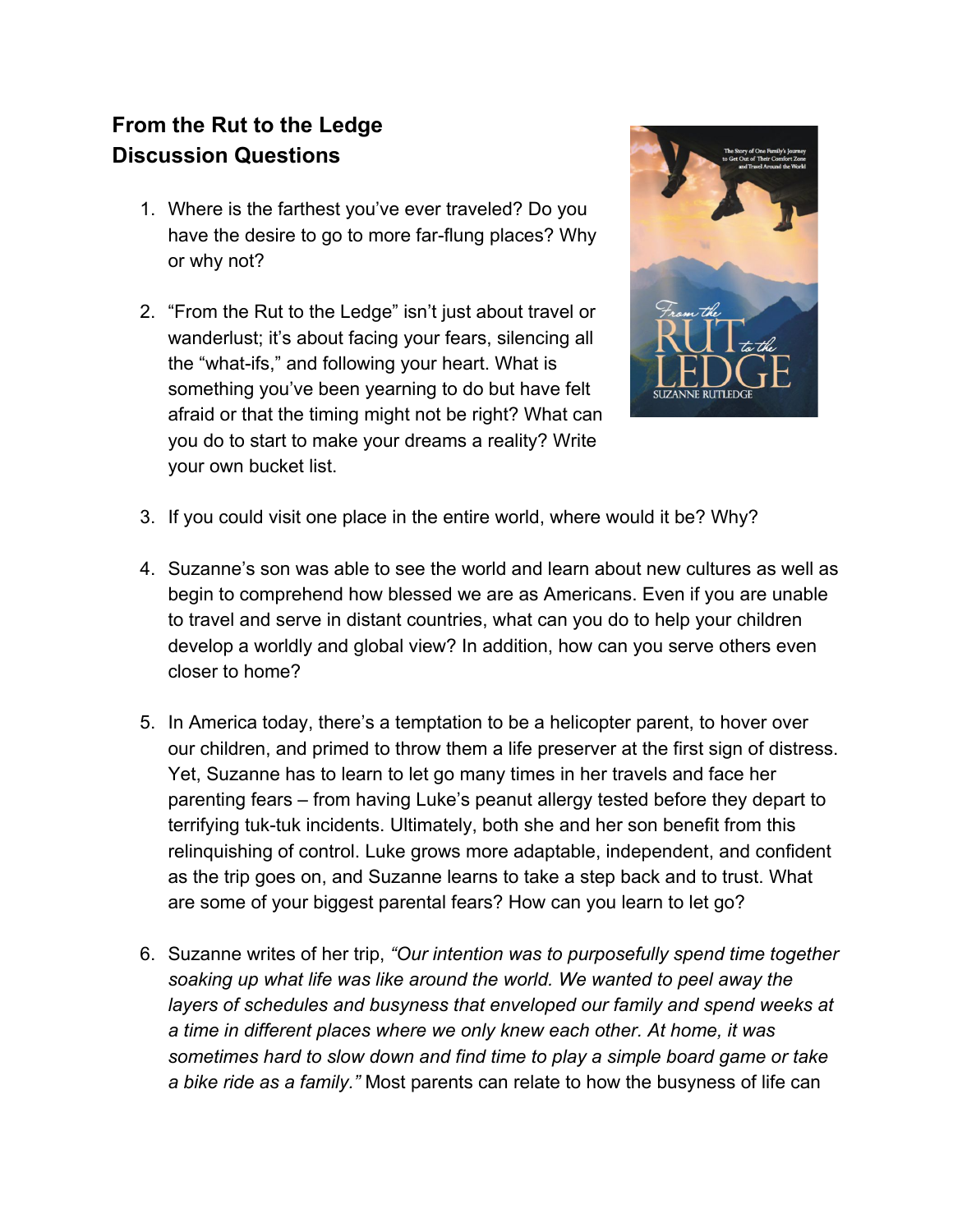## From the Rut to the Ledge
## Discussion Questions

1. Where is the farthest you've ever traveled? Do you have the desire to go to more far-flung places? Why or why not?

2. "From the Rut to the Ledge" isn't just about travel or wanderlust; it's about facing your fears, silencing all the "what-ifs," and following your heart. What is something you've been yearning to do but have felt afraid or that the timing might not be right? What can you do to start to make your dreams a reality? Write your own bucket list.

3. If you could visit one place in the entire world, where would it be? Why?

4. Suzanne's son was able to see the world and learn about new cultures as well as begin to comprehend how blessed we are as Americans. Even if you are unable to travel and serve in distant countries, what can you do to help your children develop a worldly and global view? In addition, how can you serve others even closer to home?

5. In America today, there's a temptation to be a helicopter parent, to hover over our children, and primed to throw them a life preserver at the first sign of distress. Yet, Suzanne has to learn to let go many times in her travels and face her parenting fears – from having Luke's peanut allergy tested before they depart to terrifying tuk-tuk incidents. Ultimately, both she and her son benefit from this relinquishing of control. Luke grows more adaptable, independent, and confident as the trip goes on, and Suzanne learns to take a step back and to trust. What are some of your biggest parental fears? How can you learn to let go?

6. Suzanne writes of her trip, *"Our intention was to purposefully spend time together soaking up what life was like around the world. We wanted to peel away the layers of schedules and busyness that enveloped our family and spend weeks at a time in different places where we only knew each other. At home, it was sometimes hard to slow down and find time to play a simple board game or take a bike ride as a family."* Most parents can relate to how the busyness of life can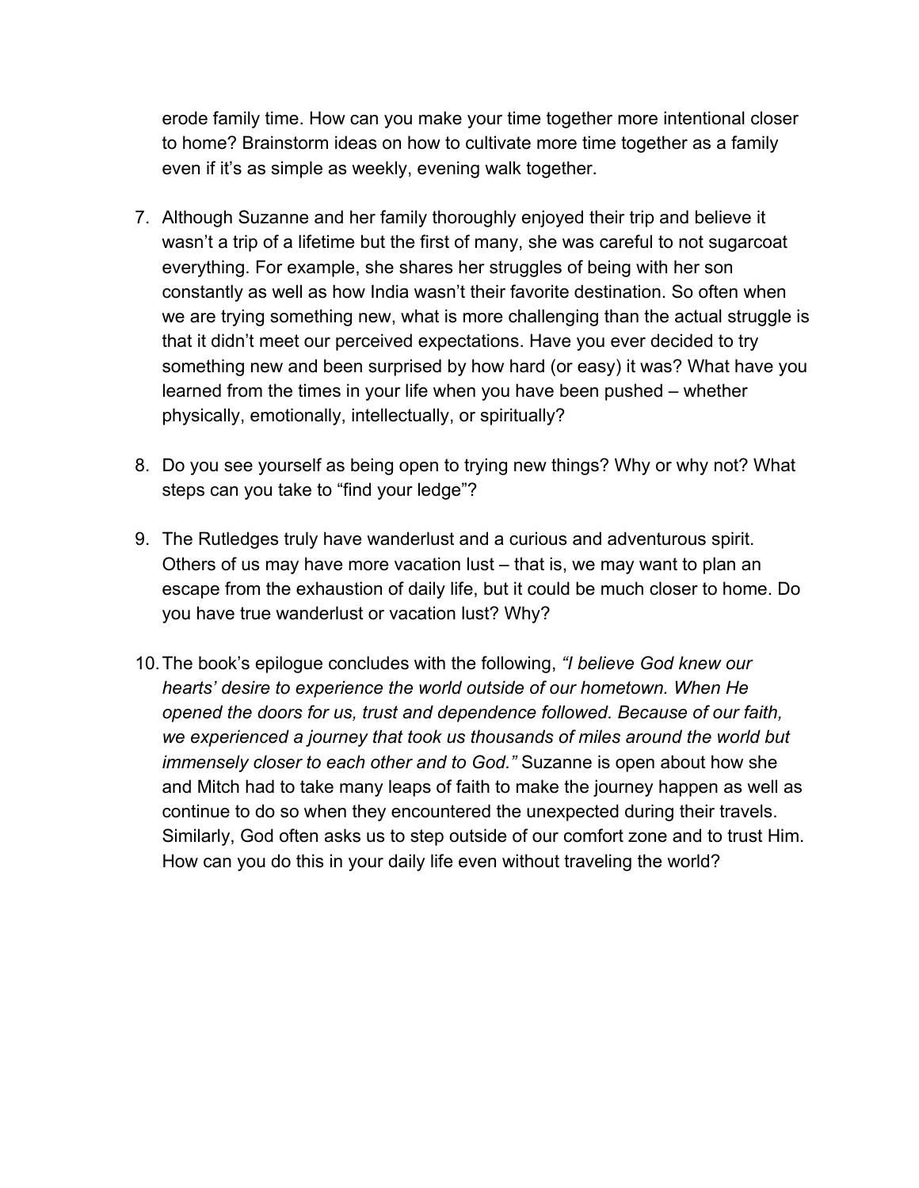erode family time. How can you make your time together more intentional closer to home? Brainstorm ideas on how to cultivate more time together as a family even if it's as simple as weekly, evening walk together.

7. Although Suzanne and her family thoroughly enjoyed their trip and believe it wasn't a trip of a lifetime but the first of many, she was careful to not sugarcoat everything. For example, she shares her struggles of being with her son constantly as well as how India wasn't their favorite destination. So often when we are trying something new, what is more challenging than the actual struggle is that it didn't meet our perceived expectations. Have you ever decided to try something new and been surprised by how hard (or easy) it was? What have you learned from the times in your life when you have been pushed – whether physically, emotionally, intellectually, or spiritually?

8. Do you see yourself as being open to trying new things? Why or why not? What steps can you take to "find your ledge"?

9. The Rutledges truly have wanderlust and a curious and adventurous spirit. Others of us may have more vacation lust – that is, we may want to plan an escape from the exhaustion of daily life, but it could be much closer to home. Do you have true wanderlust or vacation lust? Why?

10. The book's epilogue concludes with the following, *"I believe God knew our hearts' desire to experience the world outside of our hometown. When He opened the doors for us, trust and dependence followed. Because of our faith, we experienced a journey that took us thousands of miles around the world but immensely closer to each other and to God."* Suzanne is open about how she and Mitch had to take many leaps of faith to make the journey happen as well as continue to do so when they encountered the unexpected during their travels. Similarly, God often asks us to step outside of our comfort zone and to trust Him. How can you do this in your daily life even without traveling the world?